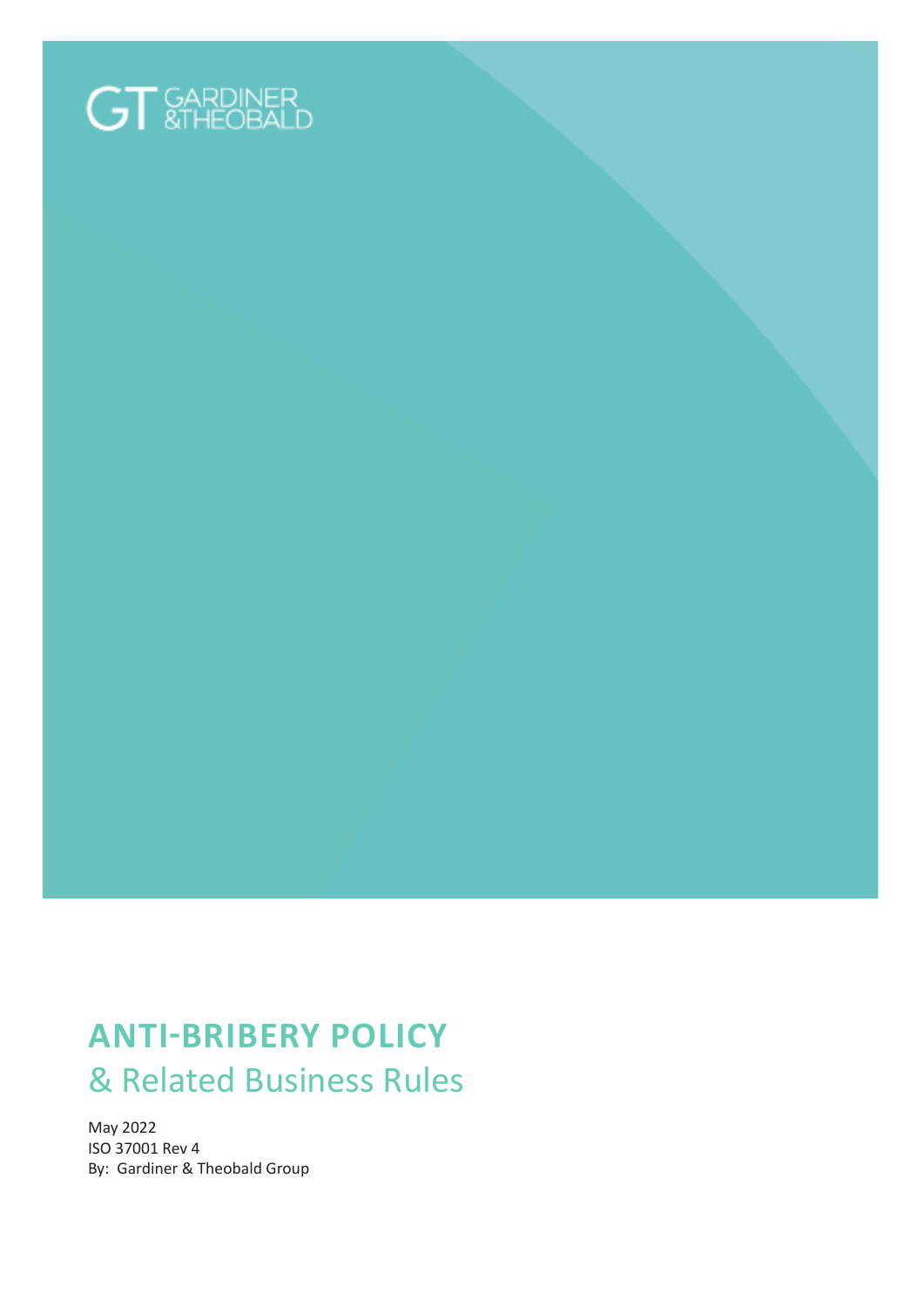GT GARDINER &THEOBALD

# ANTI-BRIBERY POLICY

## & Related Business Rules

May 2022
ISO 37001 Rev 4
By: Gardiner & Theobald Group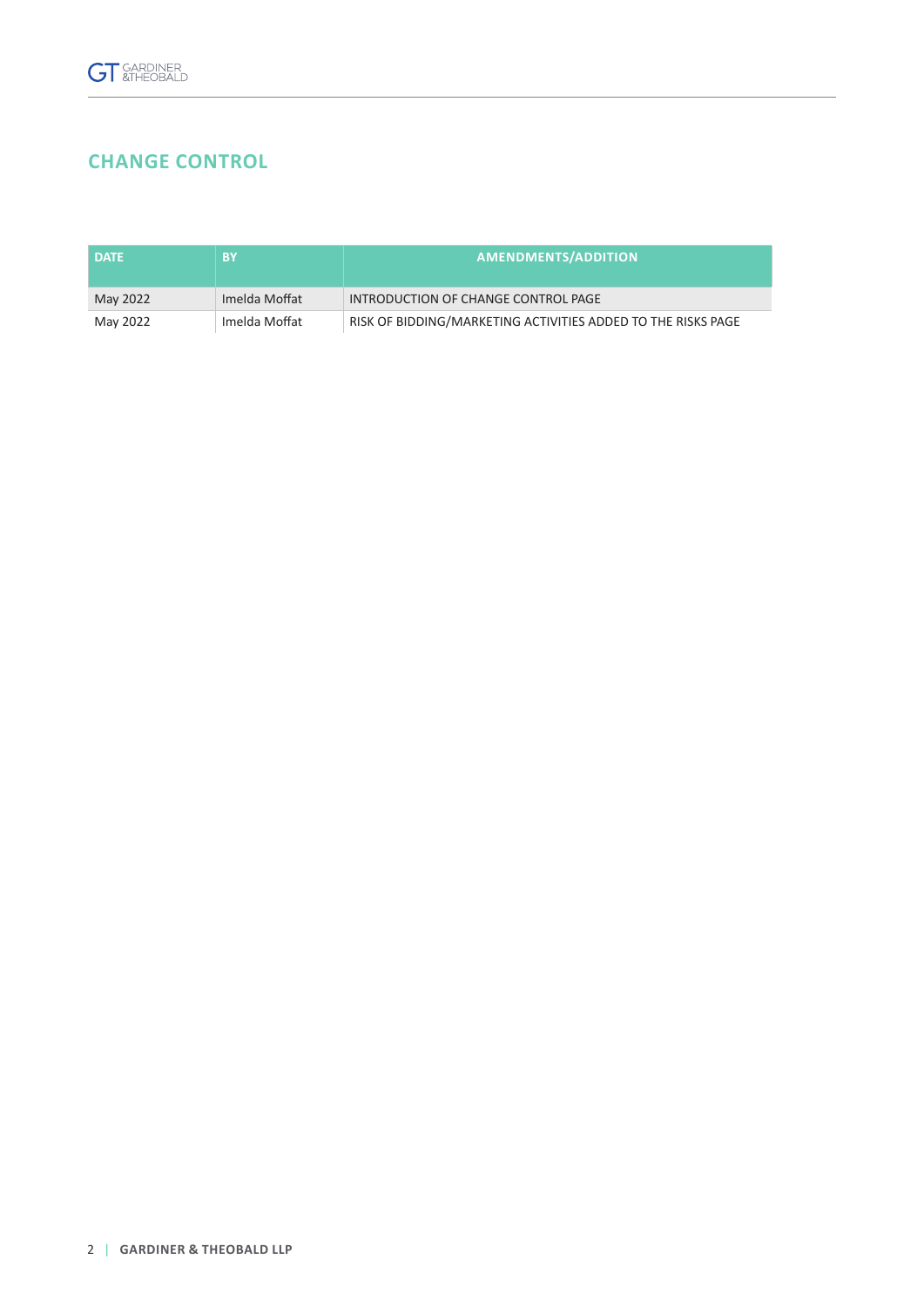## CHANGE CONTROL

| DATE | BY | AMENDMENTS/ADDITION |
|---|---|---|
| May 2022 | Imelda Moffat | INTRODUCTION OF CHANGE CONTROL PAGE |
| May 2022 | Imelda Moffat | RISK OF BIDDING/MARKETING ACTIVITIES ADDED TO THE RISKS PAGE |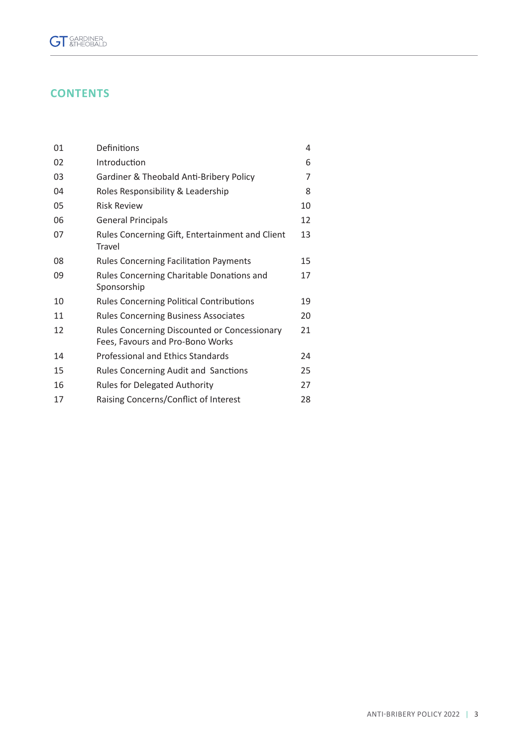## CONTENTS

| | | |
|---|---|---|
| 01 | Definitions | 4 |
| 02 | Introduction | 6 |
| 03 | Gardiner & Theobald Anti-Bribery Policy | 7 |
| 04 | Roles Responsibility & Leadership | 8 |
| 05 | Risk Review | 10 |
| 06 | General Principals | 12 |
| 07 | Rules Concerning Gift, Entertainment and Client Travel | 13 |
| 08 | Rules Concerning Facilitation Payments | 15 |
| 09 | Rules Concerning Charitable Donations and Sponsorship | 17 |
| 10 | Rules Concerning Political Contributions | 19 |
| 11 | Rules Concerning Business Associates | 20 |
| 12 | Rules Concerning Discounted or Concessionary Fees, Favours and Pro-Bono Works | 21 |
| 14 | Professional and Ethics Standards | 24 |
| 15 | Rules Concerning Audit and Sanctions | 25 |
| 16 | Rules for Delegated Authority | 27 |
| 17 | Raising Concerns/Conflict of Interest | 28 |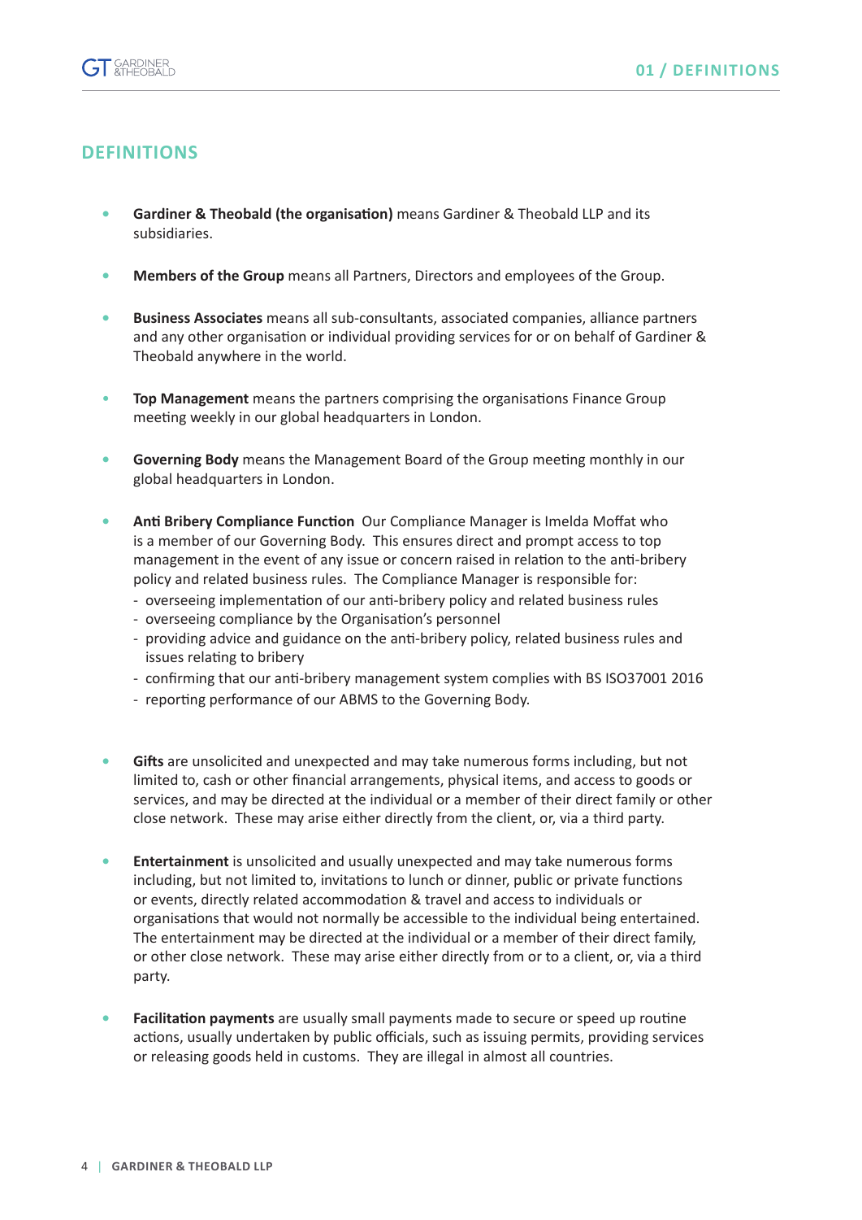## DEFINITIONS

- **Gardiner & Theobald (the organisation)** means Gardiner & Theobald LLP and its subsidiaries.

- **Members of the Group** means all Partners, Directors and employees of the Group.

- **Business Associates** means all sub-consultants, associated companies, alliance partners and any other organisation or individual providing services for or on behalf of Gardiner & Theobald anywhere in the world.

- **Top Management** means the partners comprising the organisations Finance Group meeting weekly in our global headquarters in London.

- **Governing Body** means the Management Board of the Group meeting monthly in our global headquarters in London.

- **Anti Bribery Compliance Function** Our Compliance Manager is Imelda Moffat who is a member of our Governing Body. This ensures direct and prompt access to top management in the event of any issue or concern raised in relation to the anti-bribery policy and related business rules. The Compliance Manager is responsible for:
  - overseeing implementation of our anti-bribery policy and related business rules
  - overseeing compliance by the Organisation's personnel
  - providing advice and guidance on the anti-bribery policy, related business rules and issues relating to bribery
  - confirming that our anti-bribery management system complies with BS ISO37001 2016
  - reporting performance of our ABMS to the Governing Body.

- **Gifts** are unsolicited and unexpected and may take numerous forms including, but not limited to, cash or other financial arrangements, physical items, and access to goods or services, and may be directed at the individual or a member of their direct family or other close network. These may arise either directly from the client, or, via a third party.

- **Entertainment** is unsolicited and usually unexpected and may take numerous forms including, but not limited to, invitations to lunch or dinner, public or private functions or events, directly related accommodation & travel and access to individuals or organisations that would not normally be accessible to the individual being entertained. The entertainment may be directed at the individual or a member of their direct family, or other close network. These may arise either directly from or to a client, or, via a third party.

- **Facilitation payments** are usually small payments made to secure or speed up routine actions, usually undertaken by public officials, such as issuing permits, providing services or releasing goods held in customs. They are illegal in almost all countries.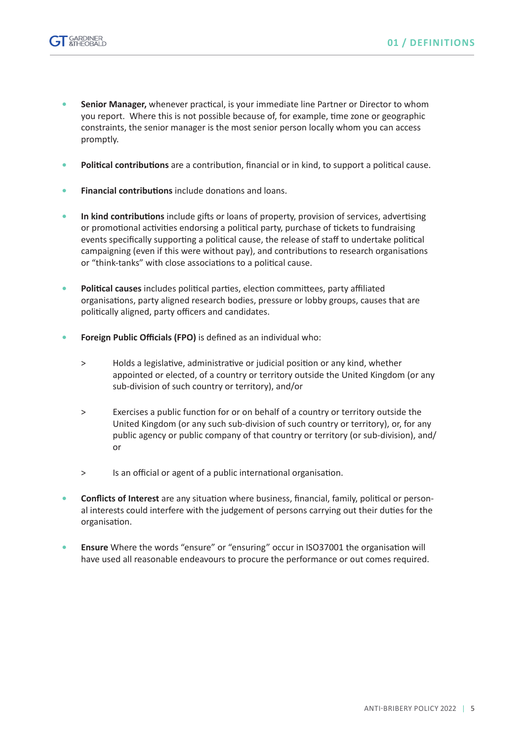- **Senior Manager,** whenever practical, is your immediate line Partner or Director to whom you report. Where this is not possible because of, for example, time zone or geographic constraints, the senior manager is the most senior person locally whom you can access promptly.

- **Political contributions** are a contribution, financial or in kind, to support a political cause.

- **Financial contributions** include donations and loans.

- **In kind contributions** include gifts or loans of property, provision of services, advertising or promotional activities endorsing a political party, purchase of tickets to fundraising events specifically supporting a political cause, the release of staff to undertake political campaigning (even if this were without pay), and contributions to research organisations or "think-tanks" with close associations to a political cause.

- **Political causes** includes political parties, election committees, party affiliated organisations, party aligned research bodies, pressure or lobby groups, causes that are politically aligned, party officers and candidates.

- **Foreign Public Officials (FPO)** is defined as an individual who:

  > Holds a legislative, administrative or judicial position or any kind, whether appointed or elected, of a country or territory outside the United Kingdom (or any sub-division of such country or territory), and/or

  > Exercises a public function for or on behalf of a country or territory outside the United Kingdom (or any such sub-division of such country or territory), or, for any public agency or public company of that country or territory (or sub-division), and/or

  > Is an official or agent of a public international organisation.

- **Conflicts of Interest** are any situation where business, financial, family, political or personal interests could interfere with the judgement of persons carrying out their duties for the organisation.

- **Ensure** Where the words "ensure" or "ensuring" occur in ISO37001 the organisation will have used all reasonable endeavours to procure the performance or out comes required.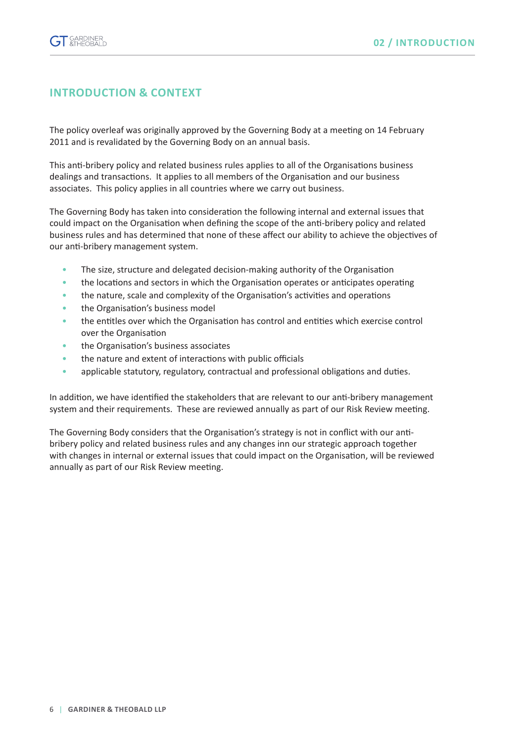## INTRODUCTION & CONTEXT

The policy overleaf was originally approved by the Governing Body at a meeting on 14 February 2011 and is revalidated by the Governing Body on an annual basis.

This anti-bribery policy and related business rules applies to all of the Organisations business dealings and transactions. It applies to all members of the Organisation and our business associates. This policy applies in all countries where we carry out business.

The Governing Body has taken into consideration the following internal and external issues that could impact on the Organisation when defining the scope of the anti-bribery policy and related business rules and has determined that none of these affect our ability to achieve the objectives of our anti-bribery management system.

- The size, structure and delegated decision-making authority of the Organisation
- the locations and sectors in which the Organisation operates or anticipates operating
- the nature, scale and complexity of the Organisation's activities and operations
- the Organisation's business model
- the entitles over which the Organisation has control and entities which exercise control over the Organisation
- the Organisation's business associates
- the nature and extent of interactions with public officials
- applicable statutory, regulatory, contractual and professional obligations and duties.

In addition, we have identified the stakeholders that are relevant to our anti-bribery management system and their requirements. These are reviewed annually as part of our Risk Review meeting.

The Governing Body considers that the Organisation's strategy is not in conflict with our anti-bribery policy and related business rules and any changes inn our strategic approach together with changes in internal or external issues that could impact on the Organisation, will be reviewed annually as part of our Risk Review meeting.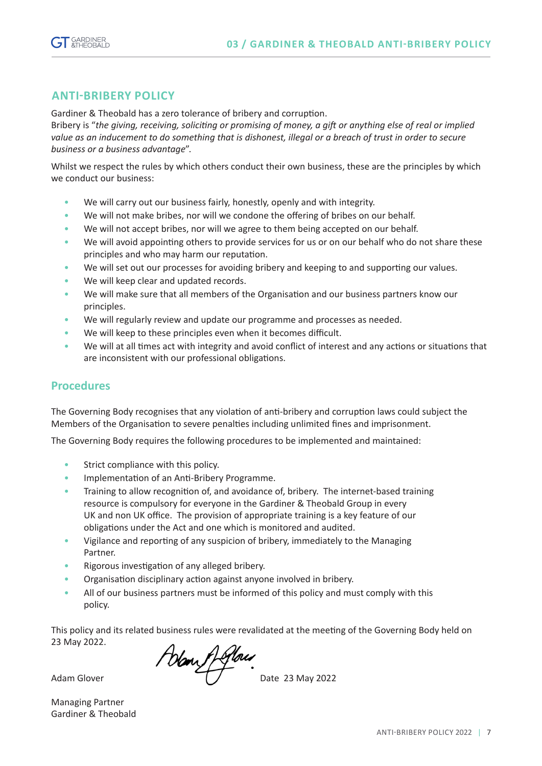## ANTI-BRIBERY POLICY

Gardiner & Theobald has a zero tolerance of bribery and corruption.
Bribery is "*the giving, receiving, soliciting or promising of money, a gift or anything else of real or implied value as an inducement to do something that is dishonest, illegal or a breach of trust in order to secure business or a business advantage*".

Whilst we respect the rules by which others conduct their own business, these are the principles by which we conduct our business:

- We will carry out our business fairly, honestly, openly and with integrity.
- We will not make bribes, nor will we condone the offering of bribes on our behalf.
- We will not accept bribes, nor will we agree to them being accepted on our behalf.
- We will avoid appointing others to provide services for us or on our behalf who do not share these principles and who may harm our reputation.
- We will set out our processes for avoiding bribery and keeping to and supporting our values.
- We will keep clear and updated records.
- We will make sure that all members of the Organisation and our business partners know our principles.
- We will regularly review and update our programme and processes as needed.
- We will keep to these principles even when it becomes difficult.
- We will at all times act with integrity and avoid conflict of interest and any actions or situations that are inconsistent with our professional obligations.

## Procedures

The Governing Body recognises that any violation of anti-bribery and corruption laws could subject the Members of the Organisation to severe penalties including unlimited fines and imprisonment.

The Governing Body requires the following procedures to be implemented and maintained:

- Strict compliance with this policy.
- Implementation of an Anti-Bribery Programme.
- Training to allow recognition of, and avoidance of, bribery. The internet-based training resource is compulsory for everyone in the Gardiner & Theobald Group in every UK and non UK office. The provision of appropriate training is a key feature of our obligations under the Act and one which is monitored and audited.
- Vigilance and reporting of any suspicion of bribery, immediately to the Managing Partner.
- Rigorous investigation of any alleged bribery.
- Organisation disciplinary action against anyone involved in bribery.
- All of our business partners must be informed of this policy and must comply with this policy.

This policy and its related business rules were revalidated at the meeting of the Governing Body held on 23 May 2022.

Adam Glover Date 23 May 2022

Managing Partner
Gardiner & Theobald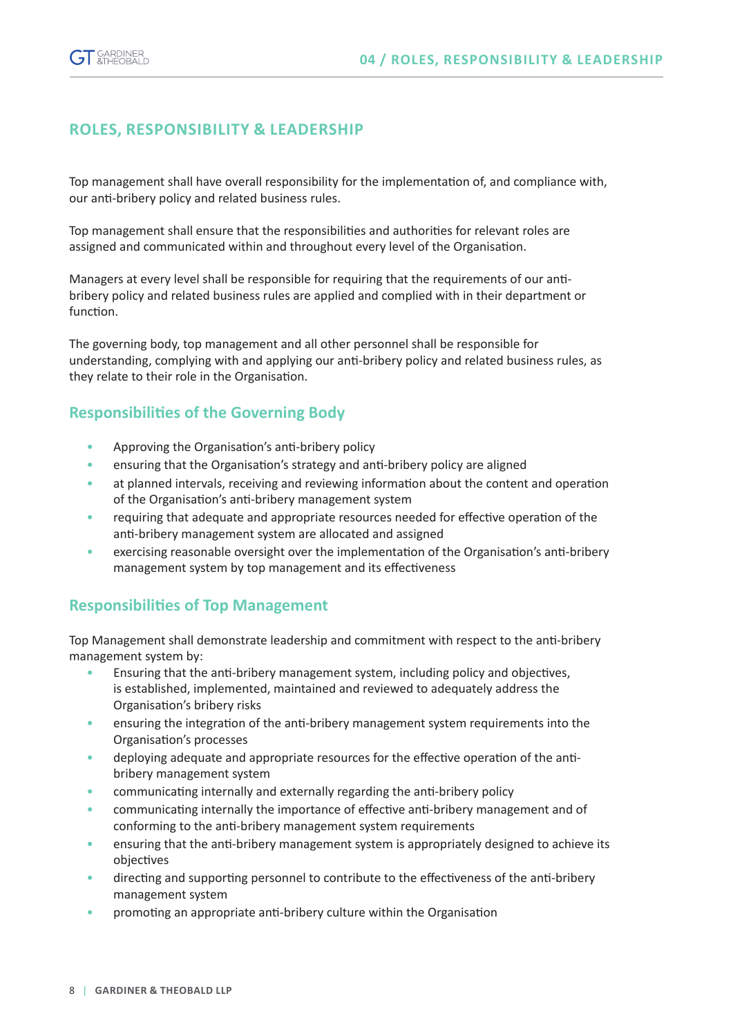## ROLES, RESPONSIBILITY & LEADERSHIP

Top management shall have overall responsibility for the implementation of, and compliance with, our anti-bribery policy and related business rules.

Top management shall ensure that the responsibilities and authorities for relevant roles are assigned and communicated within and throughout every level of the Organisation.

Managers at every level shall be responsible for requiring that the requirements of our anti-bribery policy and related business rules are applied and complied with in their department or function.

The governing body, top management and all other personnel shall be responsible for understanding, complying with and applying our anti-bribery policy and related business rules, as they relate to their role in the Organisation.

### Responsibilities of the Governing Body

- Approving the Organisation's anti-bribery policy
- ensuring that the Organisation's strategy and anti-bribery policy are aligned
- at planned intervals, receiving and reviewing information about the content and operation of the Organisation's anti-bribery management system
- requiring that adequate and appropriate resources needed for effective operation of the anti-bribery management system are allocated and assigned
- exercising reasonable oversight over the implementation of the Organisation's anti-bribery management system by top management and its effectiveness

### Responsibilities of Top Management

Top Management shall demonstrate leadership and commitment with respect to the anti-bribery management system by:

- Ensuring that the anti-bribery management system, including policy and objectives, is established, implemented, maintained and reviewed to adequately address the Organisation's bribery risks
- ensuring the integration of the anti-bribery management system requirements into the Organisation's processes
- deploying adequate and appropriate resources for the effective operation of the anti-bribery management system
- communicating internally and externally regarding the anti-bribery policy
- communicating internally the importance of effective anti-bribery management and of conforming to the anti-bribery management system requirements
- ensuring that the anti-bribery management system is appropriately designed to achieve its objectives
- directing and supporting personnel to contribute to the effectiveness of the anti-bribery management system
- promoting an appropriate anti-bribery culture within the Organisation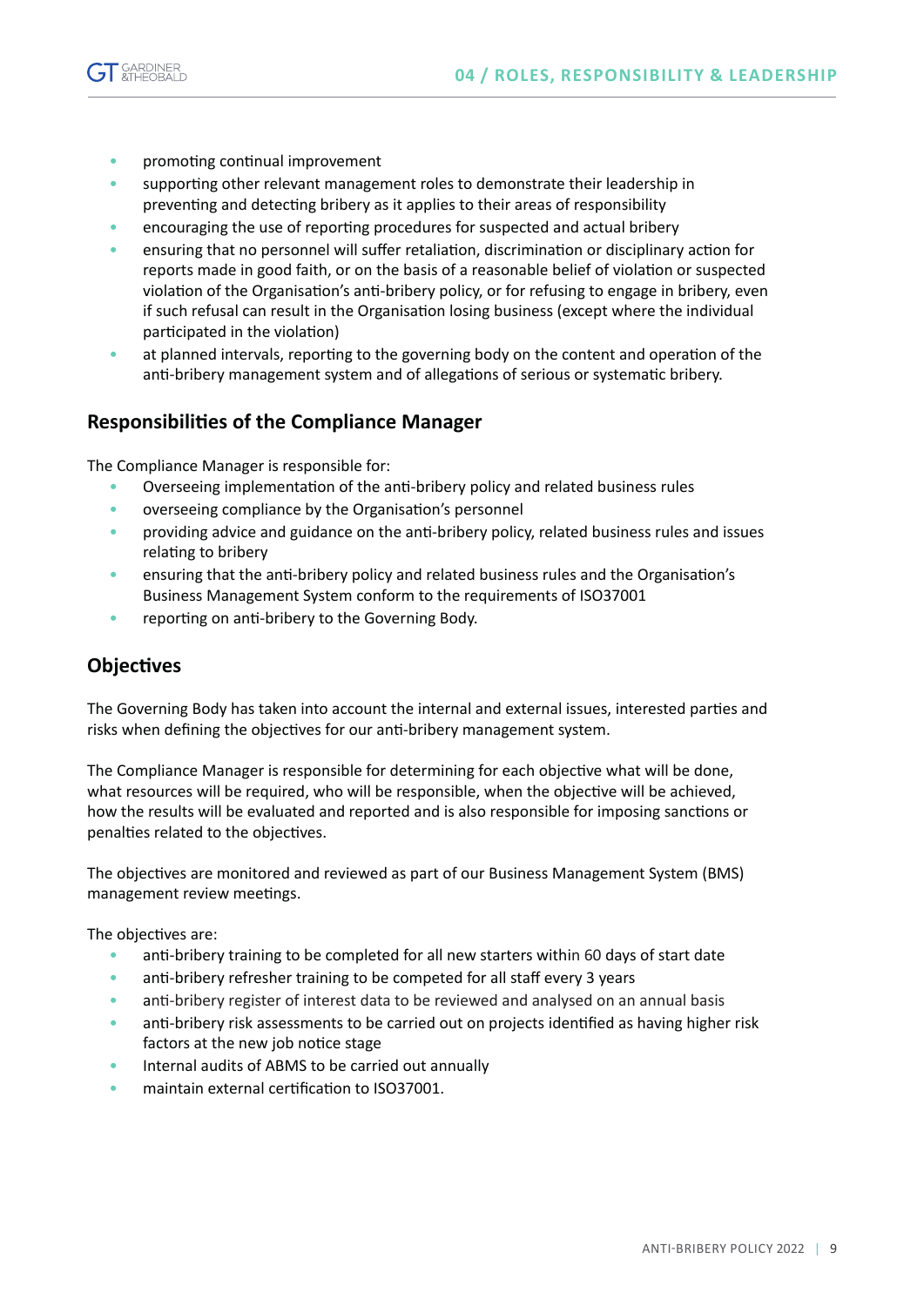- promoting continual improvement
- supporting other relevant management roles to demonstrate their leadership in preventing and detecting bribery as it applies to their areas of responsibility
- encouraging the use of reporting procedures for suspected and actual bribery
- ensuring that no personnel will suffer retaliation, discrimination or disciplinary action for reports made in good faith, or on the basis of a reasonable belief of violation or suspected violation of the Organisation's anti-bribery policy, or for refusing to engage in bribery, even if such refusal can result in the Organisation losing business (except where the individual participated in the violation)
- at planned intervals, reporting to the governing body on the content and operation of the anti-bribery management system and of allegations of serious or systematic bribery.

## Responsibilities of the Compliance Manager

The Compliance Manager is responsible for:

- Overseeing implementation of the anti-bribery policy and related business rules
- overseeing compliance by the Organisation's personnel
- providing advice and guidance on the anti-bribery policy, related business rules and issues relating to bribery
- ensuring that the anti-bribery policy and related business rules and the Organisation's Business Management System conform to the requirements of ISO37001
- reporting on anti-bribery to the Governing Body.

## Objectives

The Governing Body has taken into account the internal and external issues, interested parties and risks when defining the objectives for our anti-bribery management system.

The Compliance Manager is responsible for determining for each objective what will be done, what resources will be required, who will be responsible, when the objective will be achieved, how the results will be evaluated and reported and is also responsible for imposing sanctions or penalties related to the objectives.

The objectives are monitored and reviewed as part of our Business Management System (BMS) management review meetings.

The objectives are:

- anti-bribery training to be completed for all new starters within 60 days of start date
- anti-bribery refresher training to be competed for all staff every 3 years
- anti-bribery register of interest data to be reviewed and analysed on an annual basis
- anti-bribery risk assessments to be carried out on projects identified as having higher risk factors at the new job notice stage
- Internal audits of ABMS to be carried out annually
- maintain external certification to ISO37001.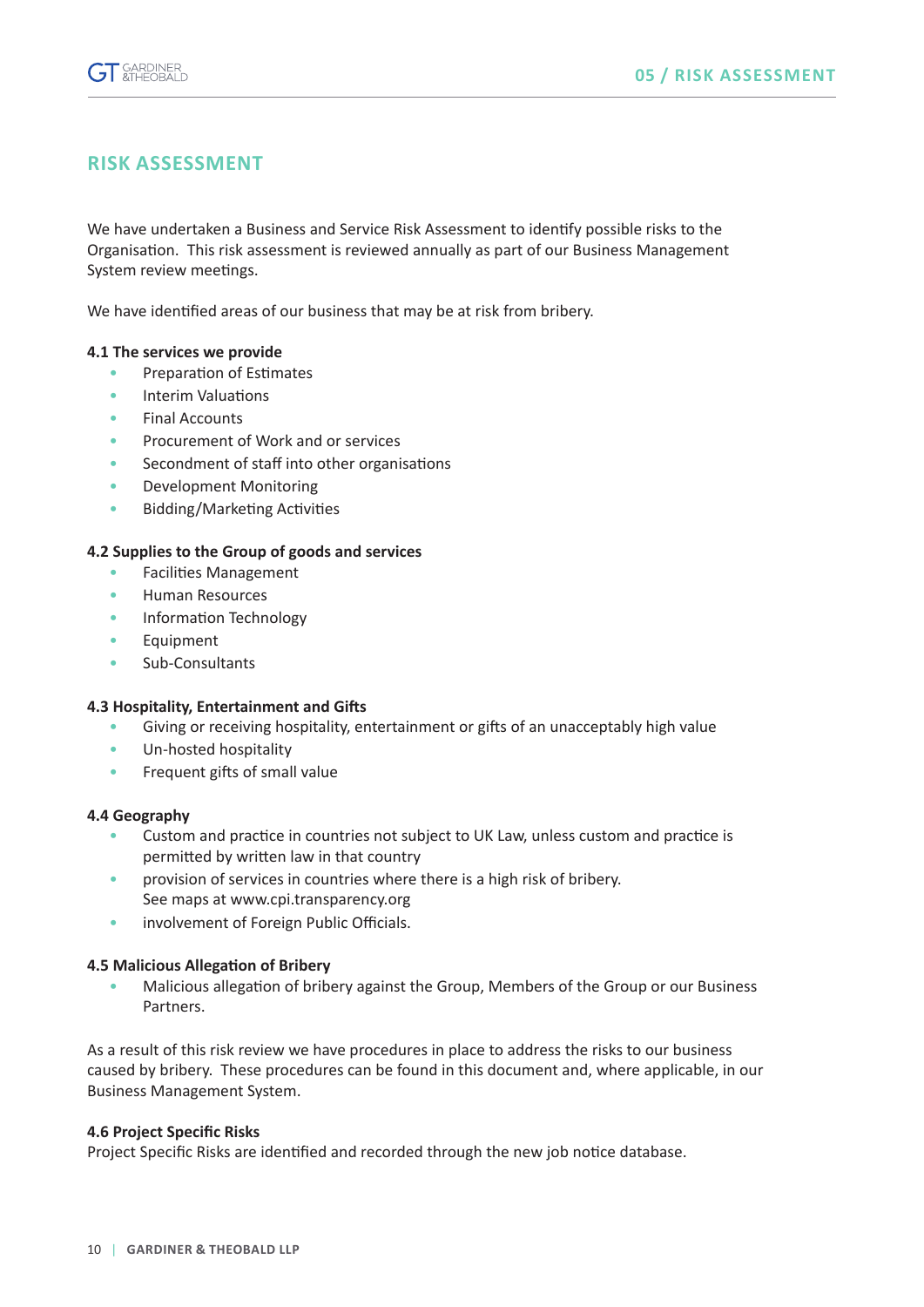## RISK ASSESSMENT

We have undertaken a Business and Service Risk Assessment to identify possible risks to the Organisation. This risk assessment is reviewed annually as part of our Business Management System review meetings.

We have identified areas of our business that may be at risk from bribery.

**4.1 The services we provide**

- Preparation of Estimates
- Interim Valuations
- Final Accounts
- Procurement of Work and or services
- Secondment of staff into other organisations
- Development Monitoring
- Bidding/Marketing Activities

**4.2 Supplies to the Group of goods and services**

- Facilities Management
- Human Resources
- Information Technology
- Equipment
- Sub-Consultants

**4.3 Hospitality, Entertainment and Gifts**

- Giving or receiving hospitality, entertainment or gifts of an unacceptably high value
- Un-hosted hospitality
- Frequent gifts of small value

**4.4 Geography**

- Custom and practice in countries not subject to UK Law, unless custom and practice is permitted by written law in that country
- provision of services in countries where there is a high risk of bribery. See maps at www.cpi.transparency.org
- involvement of Foreign Public Officials.

**4.5 Malicious Allegation of Bribery**

- Malicious allegation of bribery against the Group, Members of the Group or our Business Partners.

As a result of this risk review we have procedures in place to address the risks to our business caused by bribery. These procedures can be found in this document and, where applicable, in our Business Management System.

**4.6 Project Specific Risks**

Project Specific Risks are identified and recorded through the new job notice database.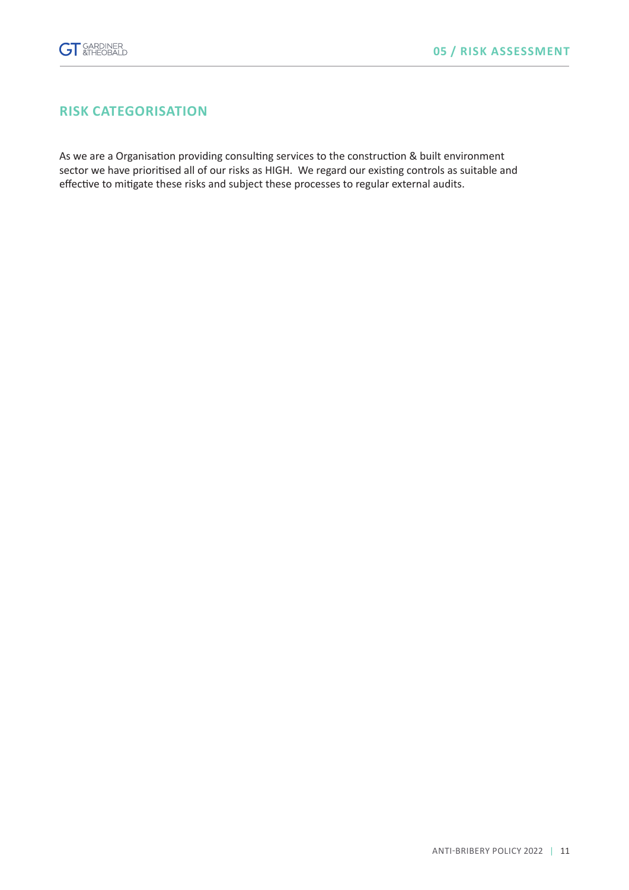## RISK CATEGORISATION

As we are a Organisation providing consulting services to the construction & built environment sector we have prioritised all of our risks as HIGH. We regard our existing controls as suitable and effective to mitigate these risks and subject these processes to regular external audits.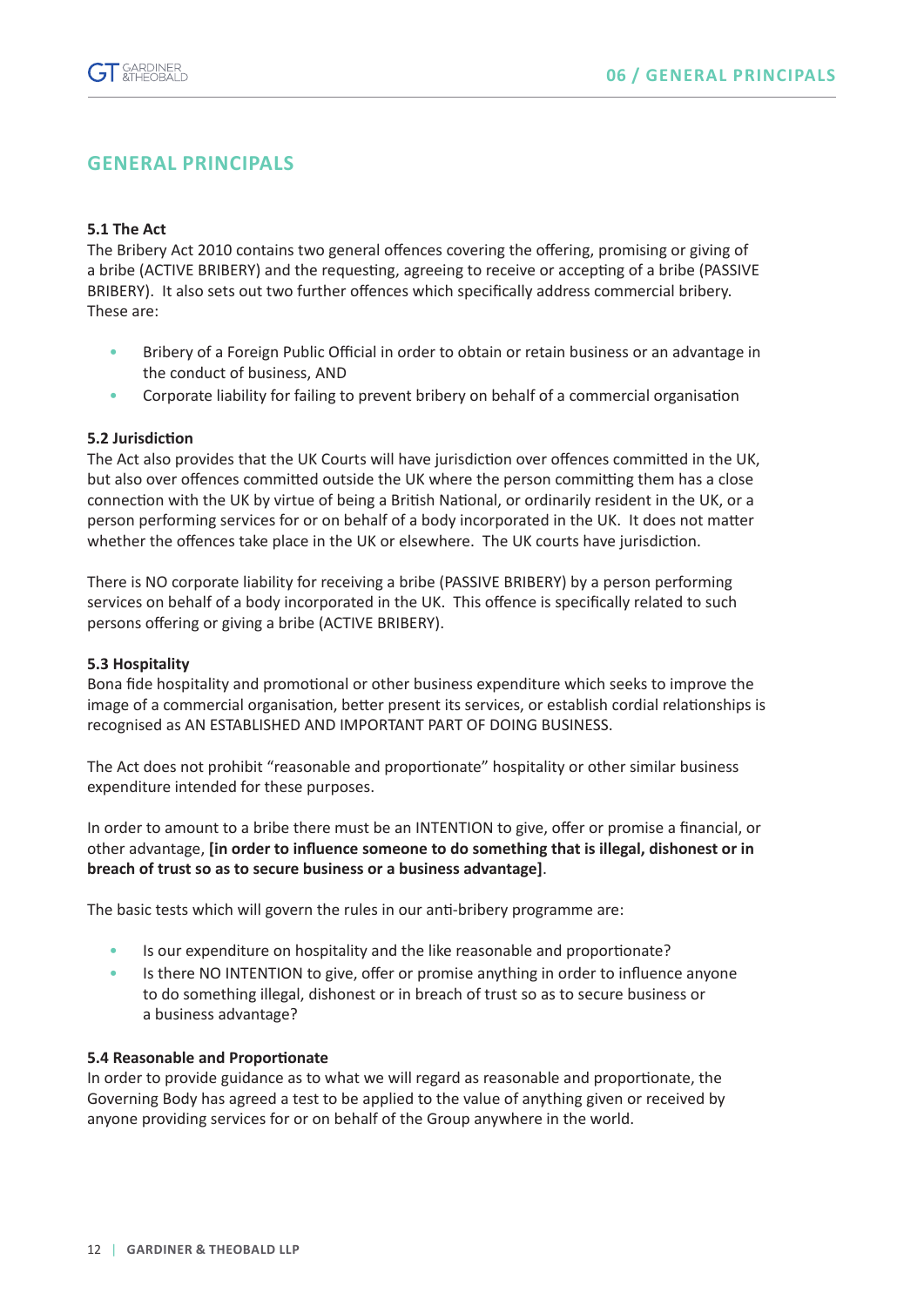## GENERAL PRINCIPALS

**5.1 The Act**

The Bribery Act 2010 contains two general offences covering the offering, promising or giving of a bribe (ACTIVE BRIBERY) and the requesting, agreeing to receive or accepting of a bribe (PASSIVE BRIBERY). It also sets out two further offences which specifically address commercial bribery. These are:

- Bribery of a Foreign Public Official in order to obtain or retain business or an advantage in the conduct of business, AND
- Corporate liability for failing to prevent bribery on behalf of a commercial organisation

**5.2 Jurisdiction**

The Act also provides that the UK Courts will have jurisdiction over offences committed in the UK, but also over offences committed outside the UK where the person committing them has a close connection with the UK by virtue of being a British National, or ordinarily resident in the UK, or a person performing services for or on behalf of a body incorporated in the UK. It does not matter whether the offences take place in the UK or elsewhere. The UK courts have jurisdiction.

There is NO corporate liability for receiving a bribe (PASSIVE BRIBERY) by a person performing services on behalf of a body incorporated in the UK. This offence is specifically related to such persons offering or giving a bribe (ACTIVE BRIBERY).

**5.3 Hospitality**

Bona fide hospitality and promotional or other business expenditure which seeks to improve the image of a commercial organisation, better present its services, or establish cordial relationships is recognised as AN ESTABLISHED AND IMPORTANT PART OF DOING BUSINESS.

The Act does not prohibit "reasonable and proportionate" hospitality or other similar business expenditure intended for these purposes.

In order to amount to a bribe there must be an INTENTION to give, offer or promise a financial, or other advantage, **[in order to influence someone to do something that is illegal, dishonest or in breach of trust so as to secure business or a business advantage]**.

The basic tests which will govern the rules in our anti-bribery programme are:

- Is our expenditure on hospitality and the like reasonable and proportionate?
- Is there NO INTENTION to give, offer or promise anything in order to influence anyone to do something illegal, dishonest or in breach of trust so as to secure business or a business advantage?

**5.4 Reasonable and Proportionate**

In order to provide guidance as to what we will regard as reasonable and proportionate, the Governing Body has agreed a test to be applied to the value of anything given or received by anyone providing services for or on behalf of the Group anywhere in the world.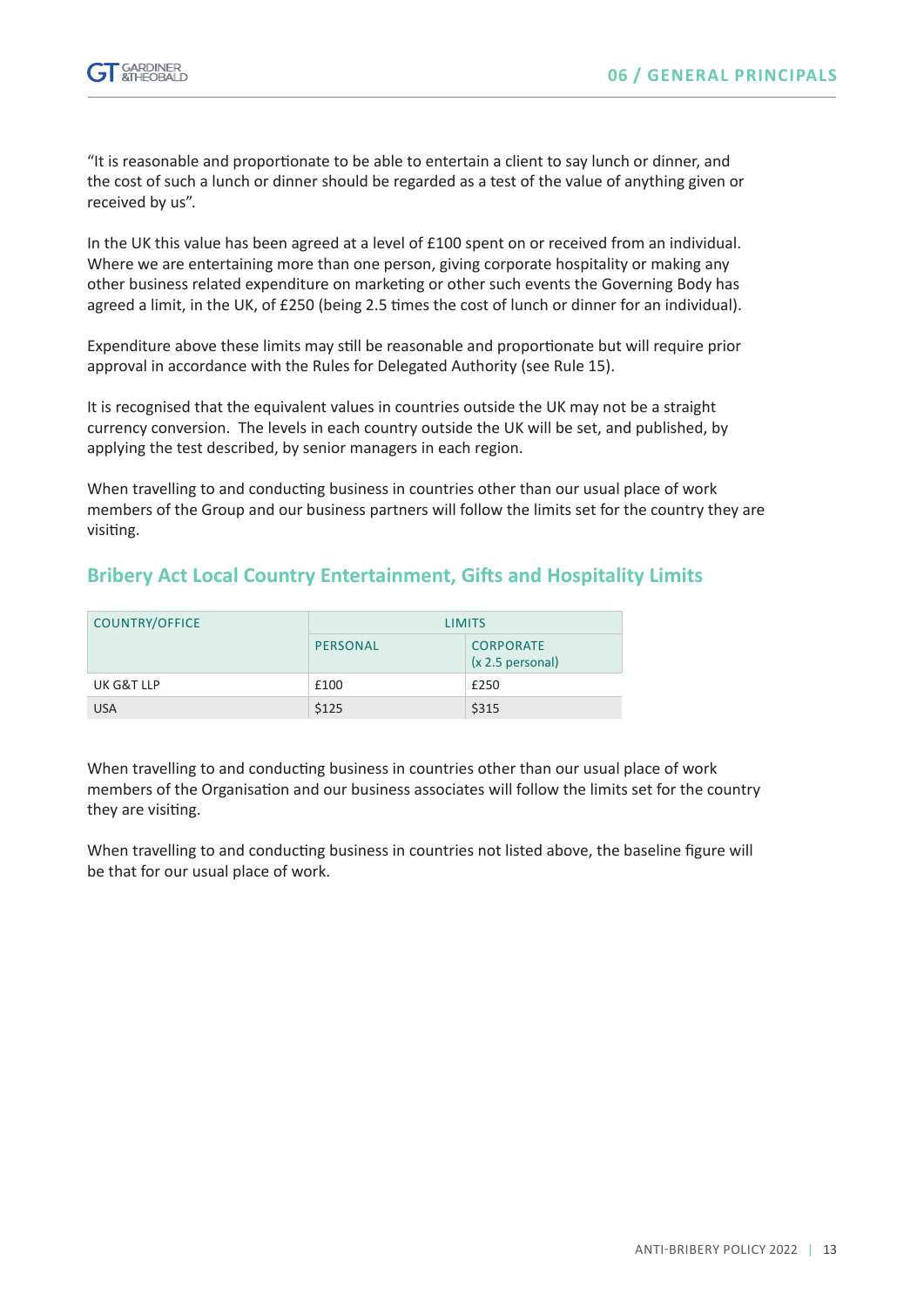"It is reasonable and proportionate to be able to entertain a client to say lunch or dinner, and the cost of such a lunch or dinner should be regarded as a test of the value of anything given or received by us".

In the UK this value has been agreed at a level of £100 spent on or received from an individual. Where we are entertaining more than one person, giving corporate hospitality or making any other business related expenditure on marketing or other such events the Governing Body has agreed a limit, in the UK, of £250 (being 2.5 times the cost of lunch or dinner for an individual).

Expenditure above these limits may still be reasonable and proportionate but will require prior approval in accordance with the Rules for Delegated Authority (see Rule 15).

It is recognised that the equivalent values in countries outside the UK may not be a straight currency conversion. The levels in each country outside the UK will be set, and published, by applying the test described, by senior managers in each region.

When travelling to and conducting business in countries other than our usual place of work members of the Group and our business partners will follow the limits set for the country they are visiting.

## Bribery Act Local Country Entertainment, Gifts and Hospitality Limits

| COUNTRY/OFFICE | LIMITS | |
|---|---|---|
| | PERSONAL | CORPORATE (x 2.5 personal) |
| UK G&T LLP | £100 | £250 |
| USA | $125 | $315 |

When travelling to and conducting business in countries other than our usual place of work members of the Organisation and our business associates will follow the limits set for the country they are visiting.

When travelling to and conducting business in countries not listed above, the baseline figure will be that for our usual place of work.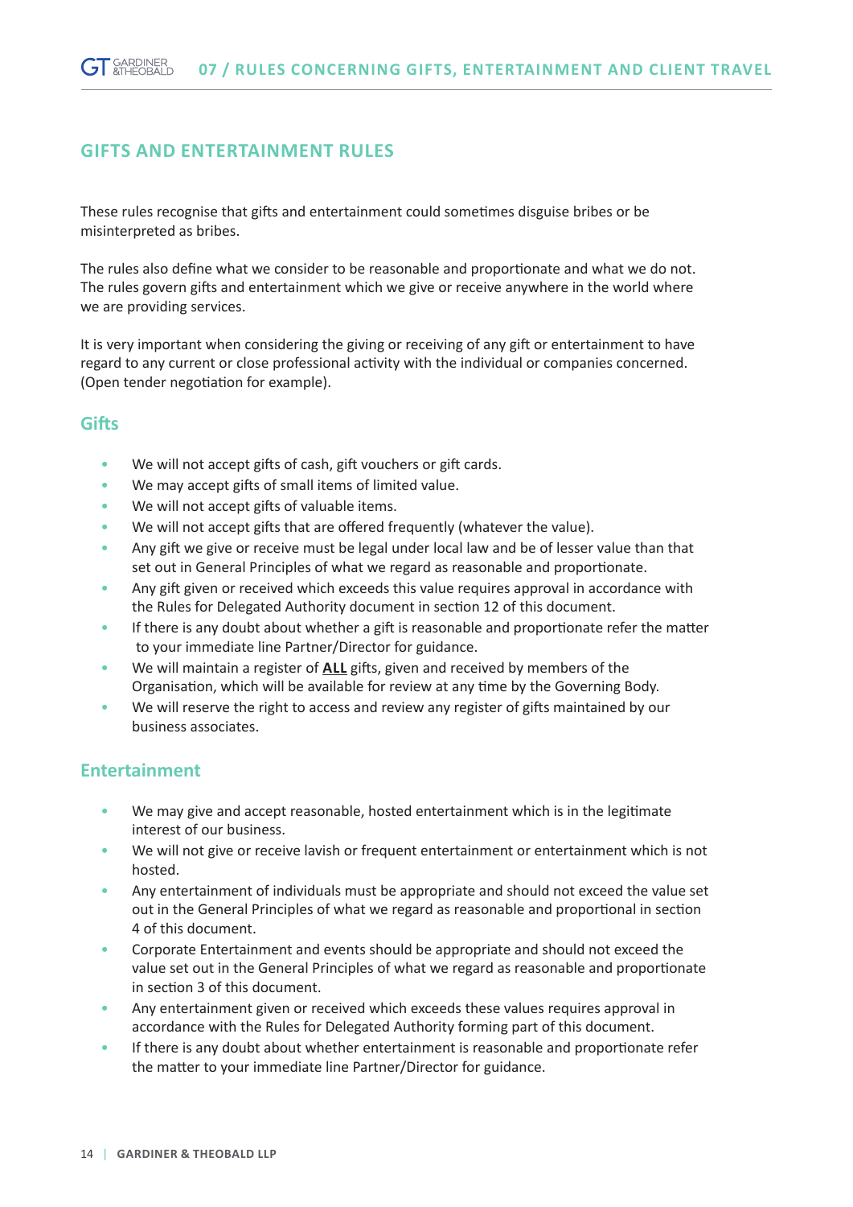## GIFTS AND ENTERTAINMENT RULES

These rules recognise that gifts and entertainment could sometimes disguise bribes or be misinterpreted as bribes.

The rules also define what we consider to be reasonable and proportionate and what we do not. The rules govern gifts and entertainment which we give or receive anywhere in the world where we are providing services.

It is very important when considering the giving or receiving of any gift or entertainment to have regard to any current or close professional activity with the individual or companies concerned. (Open tender negotiation for example).

### Gifts

- We will not accept gifts of cash, gift vouchers or gift cards.
- We may accept gifts of small items of limited value.
- We will not accept gifts of valuable items.
- We will not accept gifts that are offered frequently (whatever the value).
- Any gift we give or receive must be legal under local law and be of lesser value than that set out in General Principles of what we regard as reasonable and proportionate.
- Any gift given or received which exceeds this value requires approval in accordance with the Rules for Delegated Authority document in section 12 of this document.
- If there is any doubt about whether a gift is reasonable and proportionate refer the matter to your immediate line Partner/Director for guidance.
- We will maintain a register of **ALL** gifts, given and received by members of the Organisation, which will be available for review at any time by the Governing Body.
- We will reserve the right to access and review any register of gifts maintained by our business associates.

### Entertainment

- We may give and accept reasonable, hosted entertainment which is in the legitimate interest of our business.
- We will not give or receive lavish or frequent entertainment or entertainment which is not hosted.
- Any entertainment of individuals must be appropriate and should not exceed the value set out in the General Principles of what we regard as reasonable and proportional in section 4 of this document.
- Corporate Entertainment and events should be appropriate and should not exceed the value set out in the General Principles of what we regard as reasonable and proportionate in section 3 of this document.
- Any entertainment given or received which exceeds these values requires approval in accordance with the Rules for Delegated Authority forming part of this document.
- If there is any doubt about whether entertainment is reasonable and proportionate refer the matter to your immediate line Partner/Director for guidance.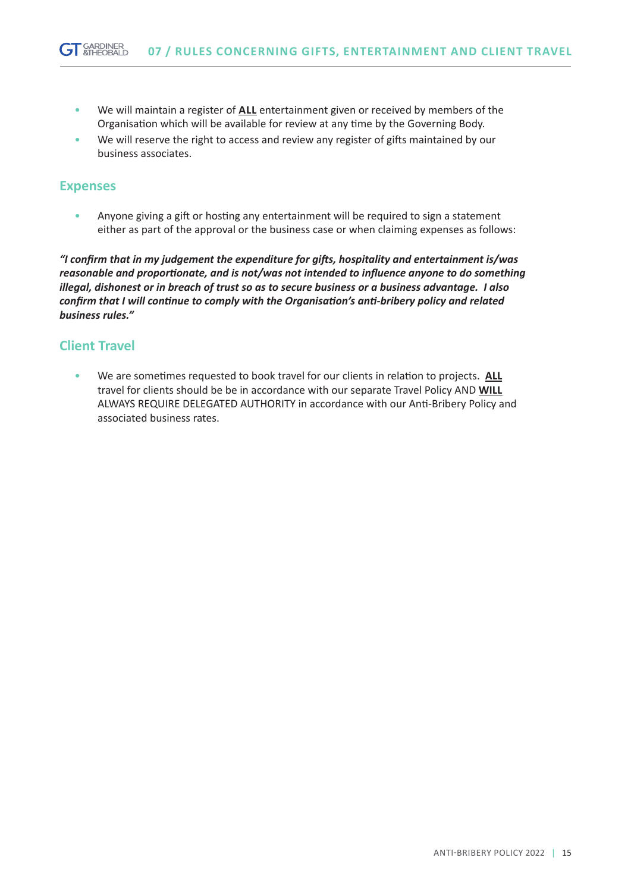- We will maintain a register of **ALL** entertainment given or received by members of the Organisation which will be available for review at any time by the Governing Body.
- We will reserve the right to access and review any register of gifts maintained by our business associates.

## Expenses

- Anyone giving a gift or hosting any entertainment will be required to sign a statement either as part of the approval or the business case or when claiming expenses as follows:

***"I confirm that in my judgement the expenditure for gifts, hospitality and entertainment is/was reasonable and proportionate, and is not/was not intended to influence anyone to do something illegal, dishonest or in breach of trust so as to secure business or a business advantage. I also confirm that I will continue to comply with the Organisation's anti-bribery policy and related business rules."***

## Client Travel

- We are sometimes requested to book travel for our clients in relation to projects. **ALL** travel for clients should be be in accordance with our separate Travel Policy AND **WILL** ALWAYS REQUIRE DELEGATED AUTHORITY in accordance with our Anti-Bribery Policy and associated business rates.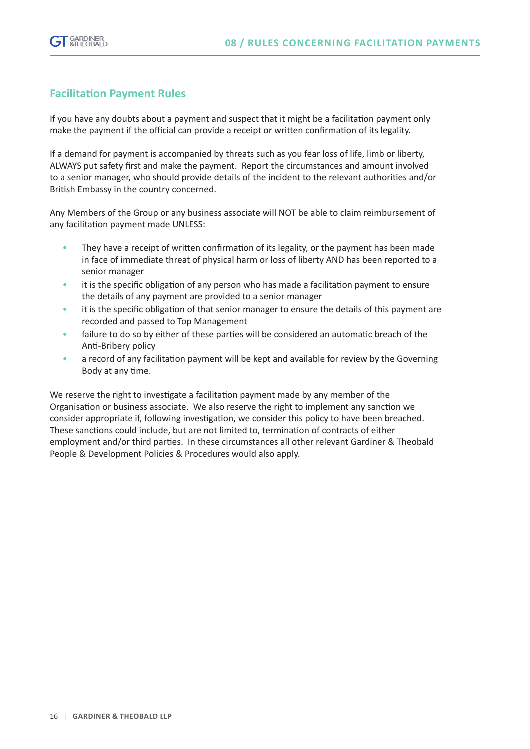## Facilitation Payment Rules

If you have any doubts about a payment and suspect that it might be a facilitation payment only make the payment if the official can provide a receipt or written confirmation of its legality.

If a demand for payment is accompanied by threats such as you fear loss of life, limb or liberty, ALWAYS put safety first and make the payment. Report the circumstances and amount involved to a senior manager, who should provide details of the incident to the relevant authorities and/or British Embassy in the country concerned.

Any Members of the Group or any business associate will NOT be able to claim reimbursement of any facilitation payment made UNLESS:

- They have a receipt of written confirmation of its legality, or the payment has been made in face of immediate threat of physical harm or loss of liberty AND has been reported to a senior manager
- it is the specific obligation of any person who has made a facilitation payment to ensure the details of any payment are provided to a senior manager
- it is the specific obligation of that senior manager to ensure the details of this payment are recorded and passed to Top Management
- failure to do so by either of these parties will be considered an automatic breach of the Anti-Bribery policy
- a record of any facilitation payment will be kept and available for review by the Governing Body at any time.

We reserve the right to investigate a facilitation payment made by any member of the Organisation or business associate. We also reserve the right to implement any sanction we consider appropriate if, following investigation, we consider this policy to have been breached. These sanctions could include, but are not limited to, termination of contracts of either employment and/or third parties. In these circumstances all other relevant Gardiner & Theobald People & Development Policies & Procedures would also apply.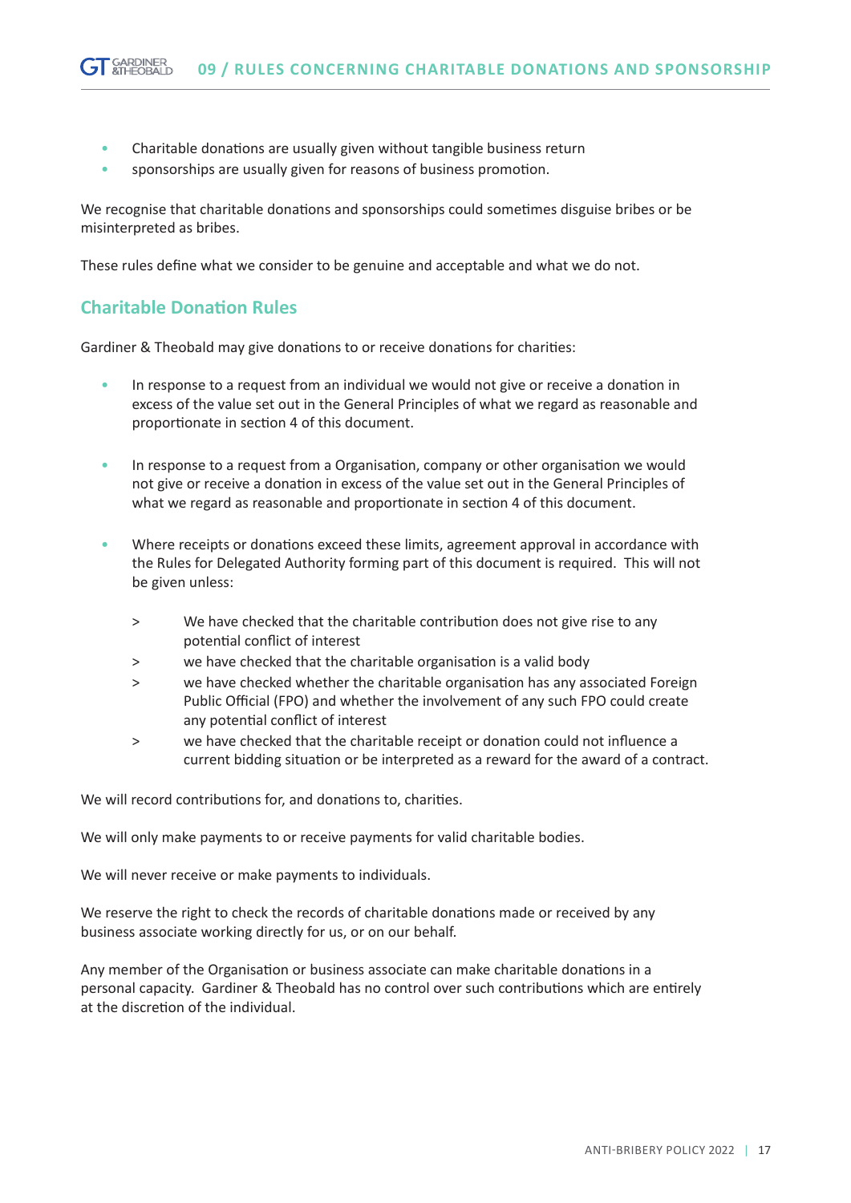- Charitable donations are usually given without tangible business return
- sponsorships are usually given for reasons of business promotion.

We recognise that charitable donations and sponsorships could sometimes disguise bribes or be misinterpreted as bribes.

These rules define what we consider to be genuine and acceptable and what we do not.

## Charitable Donation Rules

Gardiner & Theobald may give donations to or receive donations for charities:

- In response to a request from an individual we would not give or receive a donation in excess of the value set out in the General Principles of what we regard as reasonable and proportionate in section 4 of this document.

- In response to a request from a Organisation, company or other organisation we would not give or receive a donation in excess of the value set out in the General Principles of what we regard as reasonable and proportionate in section 4 of this document.

- Where receipts or donations exceed these limits, agreement approval in accordance with the Rules for Delegated Authority forming part of this document is required. This will not be given unless:

    > We have checked that the charitable contribution does not give rise to any potential conflict of interest
    > we have checked that the charitable organisation is a valid body
    > we have checked whether the charitable organisation has any associated Foreign Public Official (FPO) and whether the involvement of any such FPO could create any potential conflict of interest
    > we have checked that the charitable receipt or donation could not influence a current bidding situation or be interpreted as a reward for the award of a contract.

We will record contributions for, and donations to, charities.

We will only make payments to or receive payments for valid charitable bodies.

We will never receive or make payments to individuals.

We reserve the right to check the records of charitable donations made or received by any business associate working directly for us, or on our behalf.

Any member of the Organisation or business associate can make charitable donations in a personal capacity. Gardiner & Theobald has no control over such contributions which are entirely at the discretion of the individual.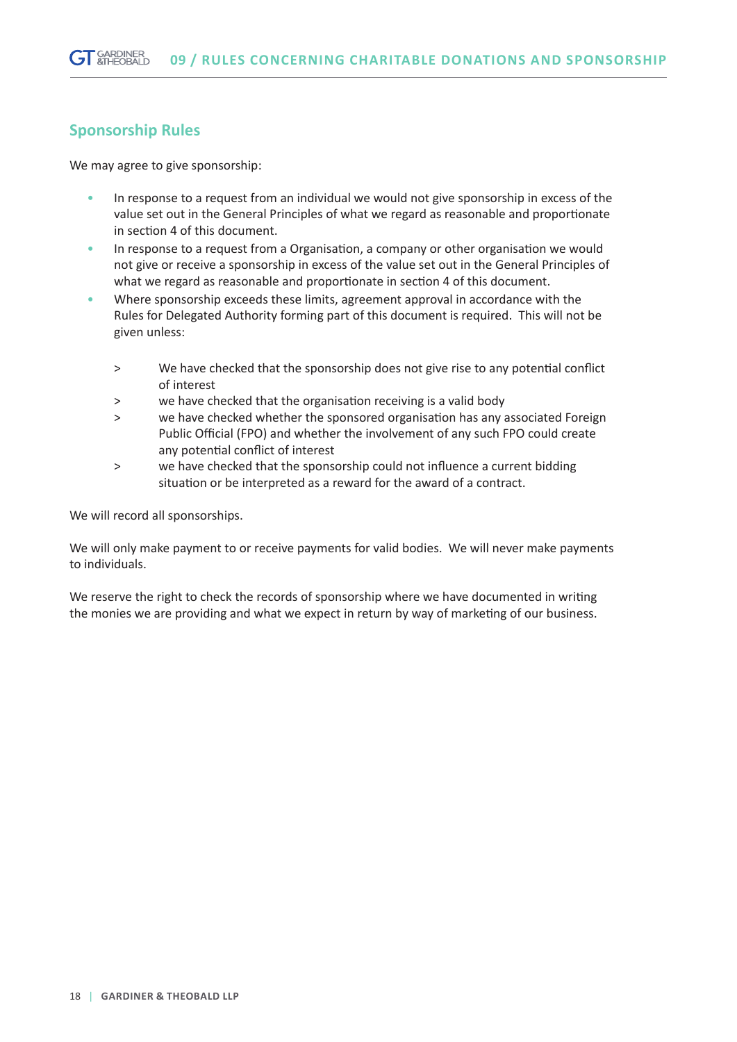## Sponsorship Rules

We may agree to give sponsorship:

- In response to a request from an individual we would not give sponsorship in excess of the value set out in the General Principles of what we regard as reasonable and proportionate in section 4 of this document.
- In response to a request from a Organisation, a company or other organisation we would not give or receive a sponsorship in excess of the value set out in the General Principles of what we regard as reasonable and proportionate in section 4 of this document.
- Where sponsorship exceeds these limits, agreement approval in accordance with the Rules for Delegated Authority forming part of this document is required. This will not be given unless:

  > We have checked that the sponsorship does not give rise to any potential conflict of interest
  
  > we have checked that the organisation receiving is a valid body
  
  > we have checked whether the sponsored organisation has any associated Foreign Public Official (FPO) and whether the involvement of any such FPO could create any potential conflict of interest
  
  > we have checked that the sponsorship could not influence a current bidding situation or be interpreted as a reward for the award of a contract.

We will record all sponsorships.

We will only make payment to or receive payments for valid bodies. We will never make payments to individuals.

We reserve the right to check the records of sponsorship where we have documented in writing the monies we are providing and what we expect in return by way of marketing of our business.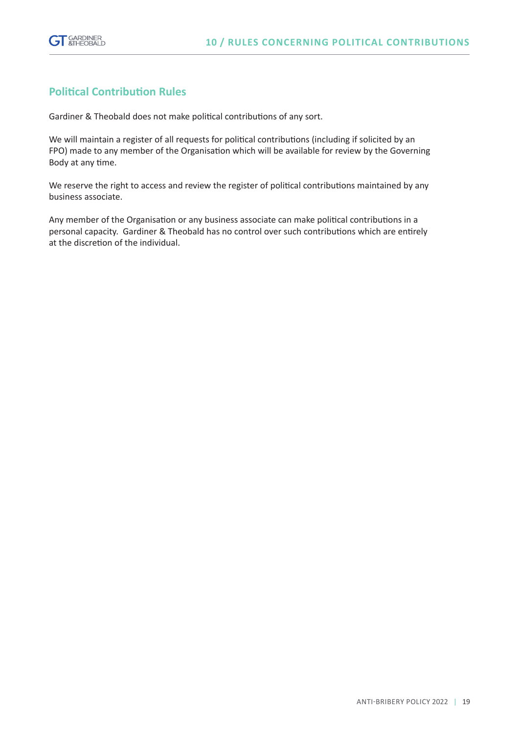# 10 / RULES CONCERNING POLITICAL CONTRIBUTIONS

## Political Contribution Rules

Gardiner & Theobald does not make political contributions of any sort.

We will maintain a register of all requests for political contributions (including if solicited by an FPO) made to any member of the Organisation which will be available for review by the Governing Body at any time.

We reserve the right to access and review the register of political contributions maintained by any business associate.

Any member of the Organisation or any business associate can make political contributions in a personal capacity. Gardiner & Theobald has no control over such contributions which are entirely at the discretion of the individual.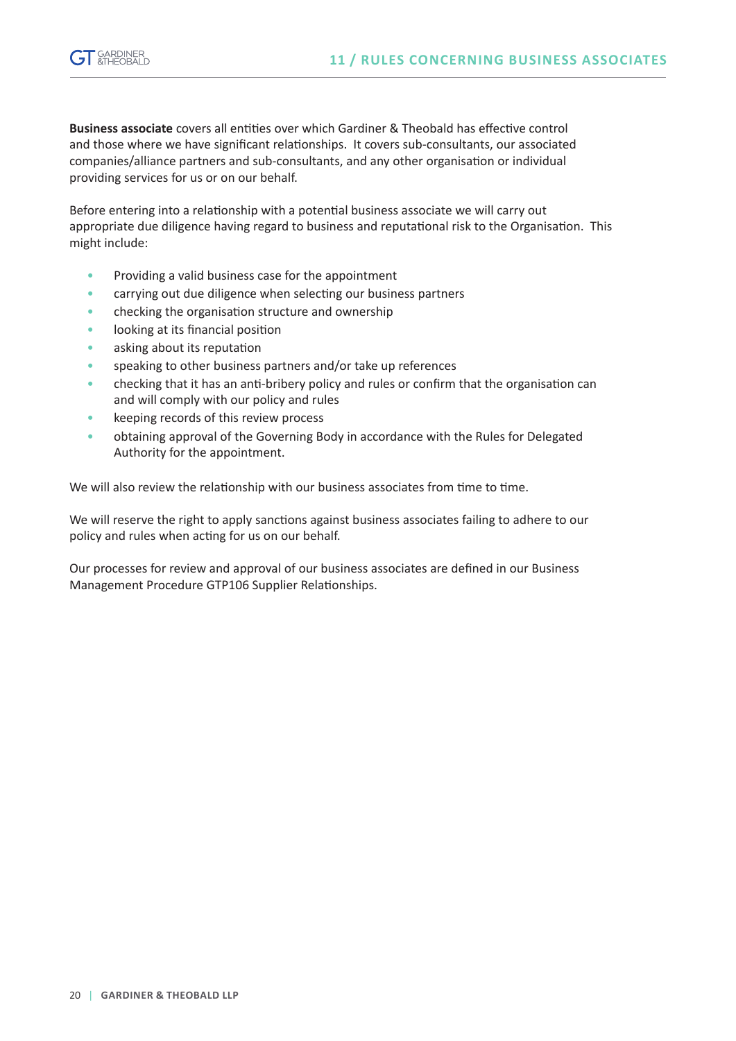## 11 / RULES CONCERNING BUSINESS ASSOCIATES

**Business associate** covers all entities over which Gardiner & Theobald has effective control and those where we have significant relationships. It covers sub-consultants, our associated companies/alliance partners and sub-consultants, and any other organisation or individual providing services for us or on our behalf.

Before entering into a relationship with a potential business associate we will carry out appropriate due diligence having regard to business and reputational risk to the Organisation. This might include:

- Providing a valid business case for the appointment
- carrying out due diligence when selecting our business partners
- checking the organisation structure and ownership
- looking at its financial position
- asking about its reputation
- speaking to other business partners and/or take up references
- checking that it has an anti-bribery policy and rules or confirm that the organisation can and will comply with our policy and rules
- keeping records of this review process
- obtaining approval of the Governing Body in accordance with the Rules for Delegated Authority for the appointment.

We will also review the relationship with our business associates from time to time.

We will reserve the right to apply sanctions against business associates failing to adhere to our policy and rules when acting for us on our behalf.

Our processes for review and approval of our business associates are defined in our Business Management Procedure GTP106 Supplier Relationships.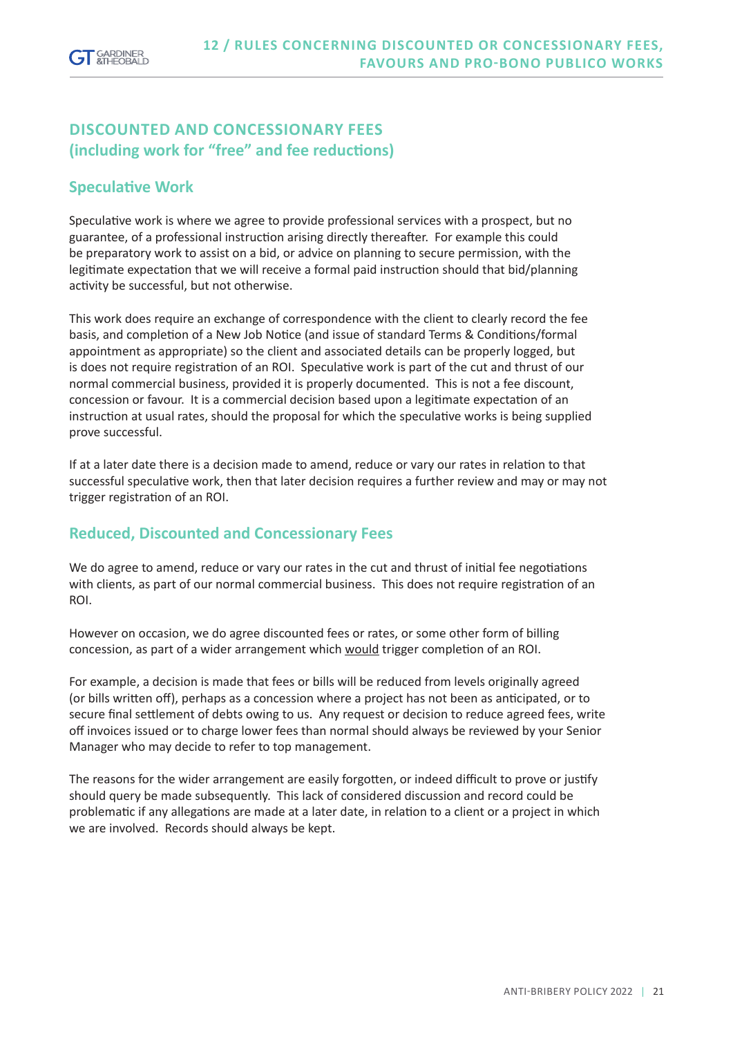## DISCOUNTED AND CONCESSIONARY FEES (including work for "free" and fee reductions)

### Speculative Work

Speculative work is where we agree to provide professional services with a prospect, but no guarantee, of a professional instruction arising directly thereafter. For example this could be preparatory work to assist on a bid, or advice on planning to secure permission, with the legitimate expectation that we will receive a formal paid instruction should that bid/planning activity be successful, but not otherwise.

This work does require an exchange of correspondence with the client to clearly record the fee basis, and completion of a New Job Notice (and issue of standard Terms & Conditions/formal appointment as appropriate) so the client and associated details can be properly logged, but is does not require registration of an ROI. Speculative work is part of the cut and thrust of our normal commercial business, provided it is properly documented. This is not a fee discount, concession or favour. It is a commercial decision based upon a legitimate expectation of an instruction at usual rates, should the proposal for which the speculative works is being supplied prove successful.

If at a later date there is a decision made to amend, reduce or vary our rates in relation to that successful speculative work, then that later decision requires a further review and may or may not trigger registration of an ROI.

### Reduced, Discounted and Concessionary Fees

We do agree to amend, reduce or vary our rates in the cut and thrust of initial fee negotiations with clients, as part of our normal commercial business. This does not require registration of an ROI.

However on occasion, we do agree discounted fees or rates, or some other form of billing concession, as part of a wider arrangement which <u>would</u> trigger completion of an ROI.

For example, a decision is made that fees or bills will be reduced from levels originally agreed (or bills written off), perhaps as a concession where a project has not been as anticipated, or to secure final settlement of debts owing to us. Any request or decision to reduce agreed fees, write off invoices issued or to charge lower fees than normal should always be reviewed by your Senior Manager who may decide to refer to top management.

The reasons for the wider arrangement are easily forgotten, or indeed difficult to prove or justify should query be made subsequently. This lack of considered discussion and record could be problematic if any allegations are made at a later date, in relation to a client or a project in which we are involved. Records should always be kept.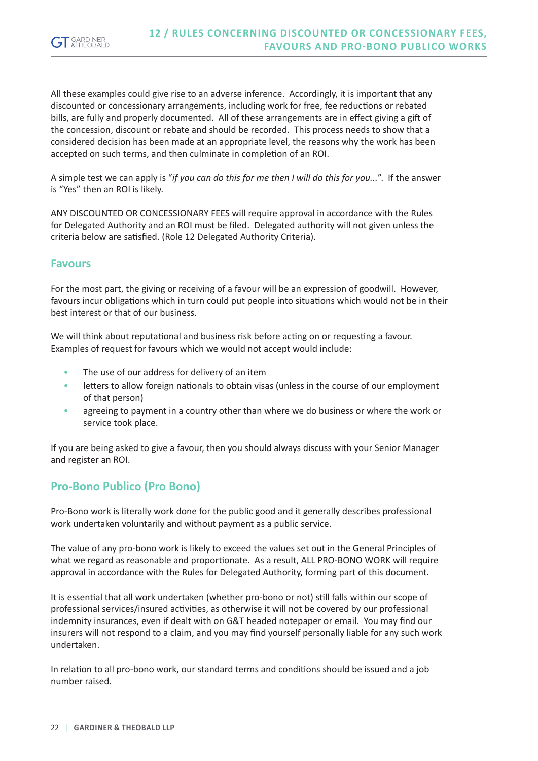All these examples could give rise to an adverse inference. Accordingly, it is important that any discounted or concessionary arrangements, including work for free, fee reductions or rebated bills, are fully and properly documented. All of these arrangements are in effect giving a gift of the concession, discount or rebate and should be recorded. This process needs to show that a considered decision has been made at an appropriate level, the reasons why the work has been accepted on such terms, and then culminate in completion of an ROI.

A simple test we can apply is "*if you can do this for me then I will do this for you...*". If the answer is "Yes" then an ROI is likely.

ANY DISCOUNTED OR CONCESSIONARY FEES will require approval in accordance with the Rules for Delegated Authority and an ROI must be filed. Delegated authority will not given unless the criteria below are satisfied. (Role 12 Delegated Authority Criteria).

## Favours

For the most part, the giving or receiving of a favour will be an expression of goodwill. However, favours incur obligations which in turn could put people into situations which would not be in their best interest or that of our business.

We will think about reputational and business risk before acting on or requesting a favour. Examples of request for favours which we would not accept would include:

- The use of our address for delivery of an item
- letters to allow foreign nationals to obtain visas (unless in the course of our employment of that person)
- agreeing to payment in a country other than where we do business or where the work or service took place.

If you are being asked to give a favour, then you should always discuss with your Senior Manager and register an ROI.

## Pro-Bono Publico (Pro Bono)

Pro-Bono work is literally work done for the public good and it generally describes professional work undertaken voluntarily and without payment as a public service.

The value of any pro-bono work is likely to exceed the values set out in the General Principles of what we regard as reasonable and proportionate. As a result, ALL PRO-BONO WORK will require approval in accordance with the Rules for Delegated Authority, forming part of this document.

It is essential that all work undertaken (whether pro-bono or not) still falls within our scope of professional services/insured activities, as otherwise it will not be covered by our professional indemnity insurances, even if dealt with on G&T headed notepaper or email. You may find our insurers will not respond to a claim, and you may find yourself personally liable for any such work undertaken.

In relation to all pro-bono work, our standard terms and conditions should be issued and a job number raised.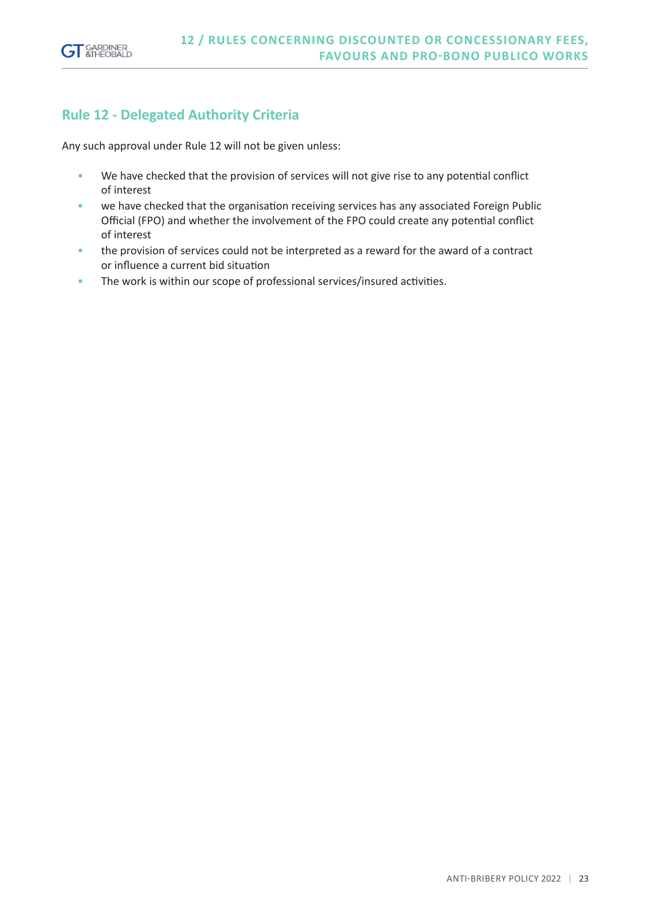## Rule 12 - Delegated Authority Criteria

Any such approval under Rule 12 will not be given unless:

- We have checked that the provision of services will not give rise to any potential conflict of interest
- we have checked that the organisation receiving services has any associated Foreign Public Official (FPO) and whether the involvement of the FPO could create any potential conflict of interest
- the provision of services could not be interpreted as a reward for the award of a contract or influence a current bid situation
- The work is within our scope of professional services/insured activities.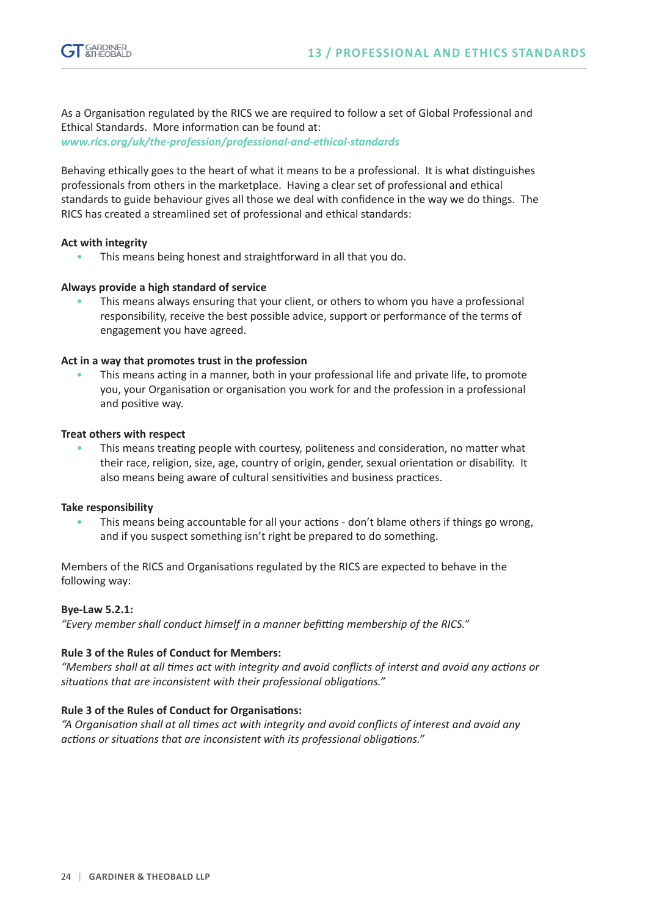# 13 / PROFESSIONAL AND ETHICS STANDARDS

As a Organisation regulated by the RICS we are required to follow a set of Global Professional and Ethical Standards. More information can be found at:
***www.rics.org/uk/the-profession/professional-and-ethical-standards***

Behaving ethically goes to the heart of what it means to be a professional. It is what distinguishes professionals from others in the marketplace. Having a clear set of professional and ethical standards to guide behaviour gives all those we deal with confidence in the way we do things. The RICS has created a streamlined set of professional and ethical standards:

**Act with integrity**

- This means being honest and straightforward in all that you do.

**Always provide a high standard of service**

- This means always ensuring that your client, or others to whom you have a professional responsibility, receive the best possible advice, support or performance of the terms of engagement you have agreed.

**Act in a way that promotes trust in the profession**

- This means acting in a manner, both in your professional life and private life, to promote you, your Organisation or organisation you work for and the profession in a professional and positive way.

**Treat others with respect**

- This means treating people with courtesy, politeness and consideration, no matter what their race, religion, size, age, country of origin, gender, sexual orientation or disability. It also means being aware of cultural sensitivities and business practices.

**Take responsibility**

- This means being accountable for all your actions - don't blame others if things go wrong, and if you suspect something isn't right be prepared to do something.

Members of the RICS and Organisations regulated by the RICS are expected to behave in the following way:

**Bye-Law 5.2.1:**
*"Every member shall conduct himself in a manner befitting membership of the RICS."*

**Rule 3 of the Rules of Conduct for Members:**
*"Members shall at all times act with integrity and avoid conflicts of interst and avoid any actions or situations that are inconsistent with their professional obligations."*

**Rule 3 of the Rules of Conduct for Organisations:**
*"A Organisation shall at all times act with integrity and avoid conflicts of interest and avoid any actions or situations that are inconsistent with its professional obligations."*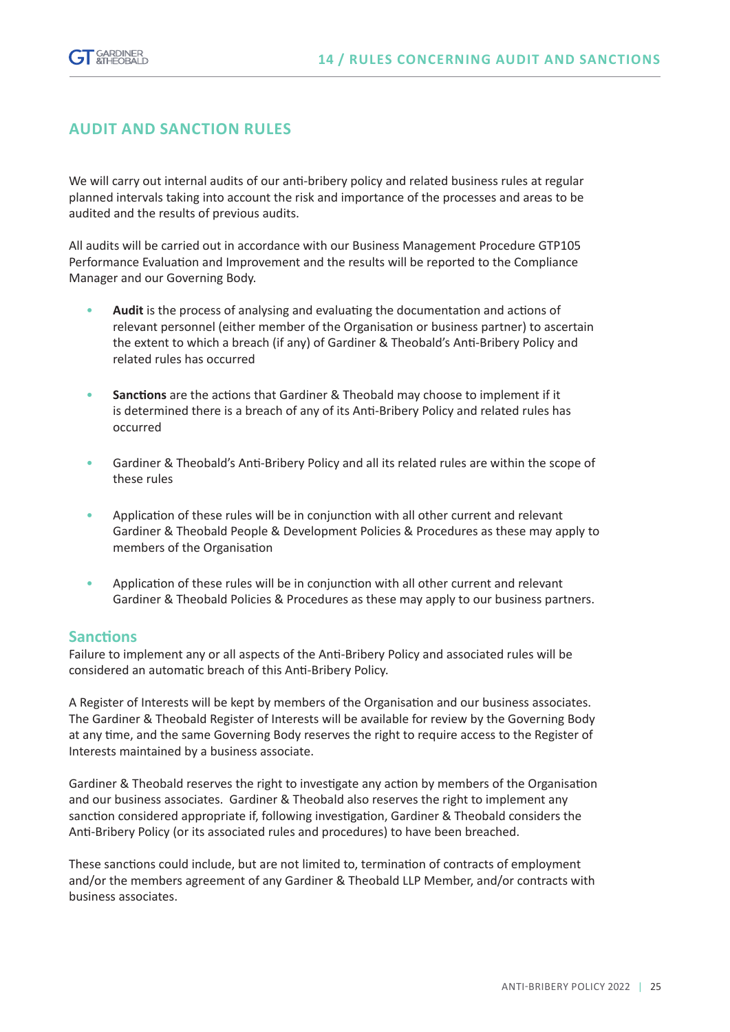## AUDIT AND SANCTION RULES

We will carry out internal audits of our anti-bribery policy and related business rules at regular planned intervals taking into account the risk and importance of the processes and areas to be audited and the results of previous audits.

All audits will be carried out in accordance with our Business Management Procedure GTP105 Performance Evaluation and Improvement and the results will be reported to the Compliance Manager and our Governing Body.

- **Audit** is the process of analysing and evaluating the documentation and actions of relevant personnel (either member of the Organisation or business partner) to ascertain the extent to which a breach (if any) of Gardiner & Theobald's Anti-Bribery Policy and related rules has occurred
- **Sanctions** are the actions that Gardiner & Theobald may choose to implement if it is determined there is a breach of any of its Anti-Bribery Policy and related rules has occurred
- Gardiner & Theobald's Anti-Bribery Policy and all its related rules are within the scope of these rules
- Application of these rules will be in conjunction with all other current and relevant Gardiner & Theobald People & Development Policies & Procedures as these may apply to members of the Organisation
- Application of these rules will be in conjunction with all other current and relevant Gardiner & Theobald Policies & Procedures as these may apply to our business partners.

### Sanctions

Failure to implement any or all aspects of the Anti-Bribery Policy and associated rules will be considered an automatic breach of this Anti-Bribery Policy.

A Register of Interests will be kept by members of the Organisation and our business associates. The Gardiner & Theobald Register of Interests will be available for review by the Governing Body at any time, and the same Governing Body reserves the right to require access to the Register of Interests maintained by a business associate.

Gardiner & Theobald reserves the right to investigate any action by members of the Organisation and our business associates. Gardiner & Theobald also reserves the right to implement any sanction considered appropriate if, following investigation, Gardiner & Theobald considers the Anti-Bribery Policy (or its associated rules and procedures) to have been breached.

These sanctions could include, but are not limited to, termination of contracts of employment and/or the members agreement of any Gardiner & Theobald LLP Member, and/or contracts with business associates.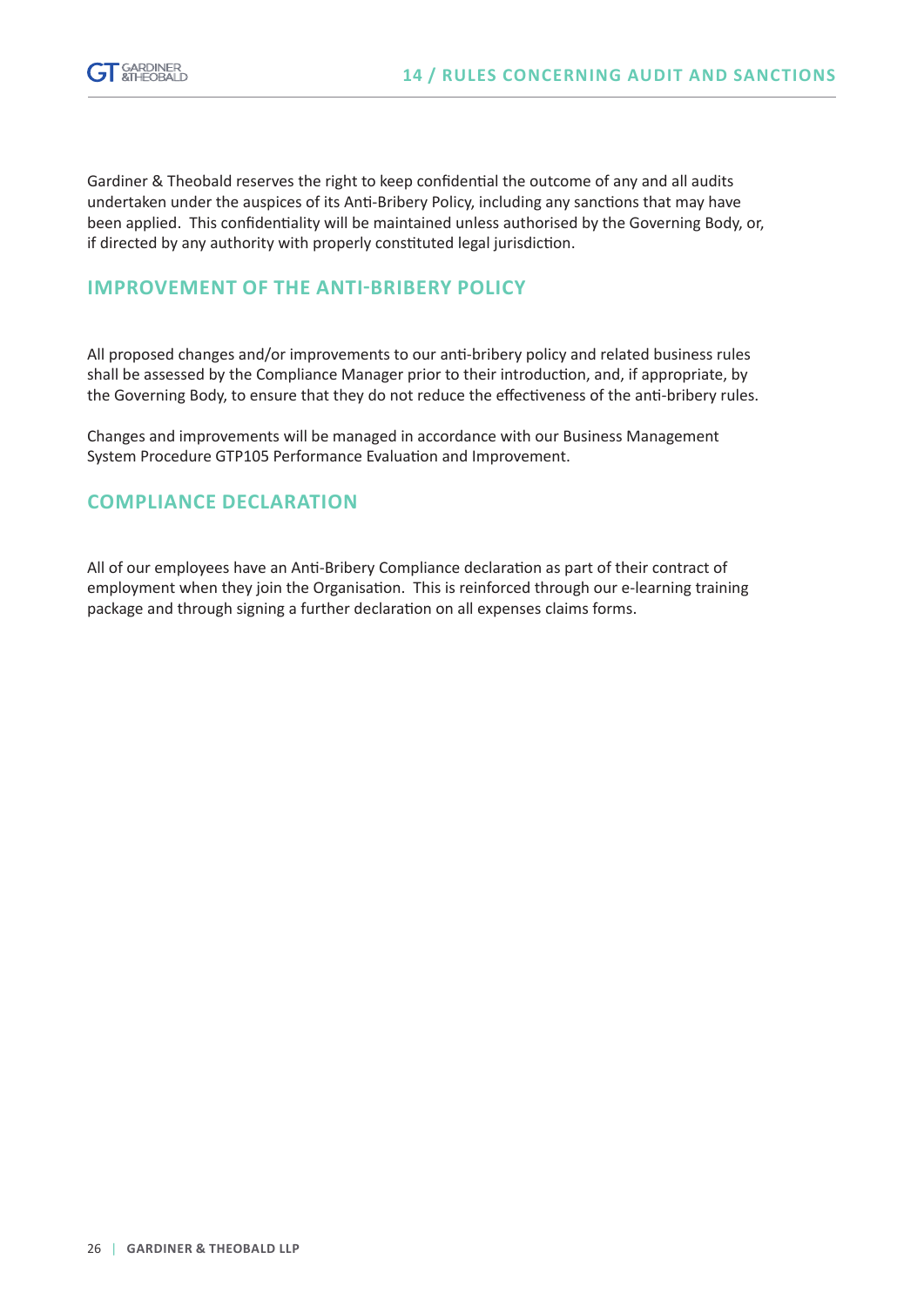Gardiner & Theobald reserves the right to keep confidential the outcome of any and all audits undertaken under the auspices of its Anti-Bribery Policy, including any sanctions that may have been applied. This confidentiality will be maintained unless authorised by the Governing Body, or, if directed by any authority with properly constituted legal jurisdiction.

## IMPROVEMENT OF THE ANTI-BRIBERY POLICY

All proposed changes and/or improvements to our anti-bribery policy and related business rules shall be assessed by the Compliance Manager prior to their introduction, and, if appropriate, by the Governing Body, to ensure that they do not reduce the effectiveness of the anti-bribery rules.

Changes and improvements will be managed in accordance with our Business Management System Procedure GTP105 Performance Evaluation and Improvement.

## COMPLIANCE DECLARATION

All of our employees have an Anti-Bribery Compliance declaration as part of their contract of employment when they join the Organisation. This is reinforced through our e-learning training package and through signing a further declaration on all expenses claims forms.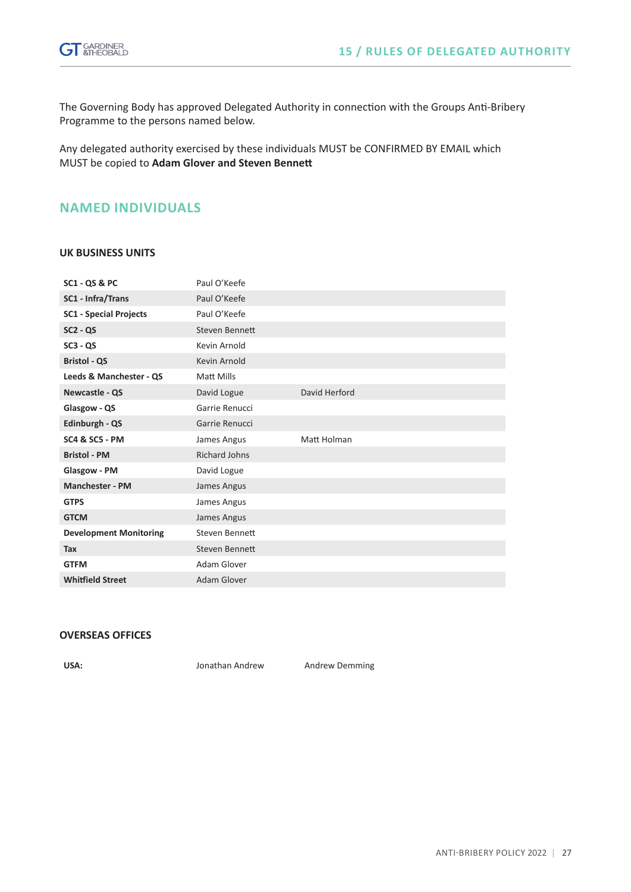## 15 / RULES OF DELEGATED AUTHORITY

The Governing Body has approved Delegated Authority in connection with the Groups Anti-Bribery Programme to the persons named below.

Any delegated authority exercised by these individuals MUST be CONFIRMED BY EMAIL which MUST be copied to **Adam Glover and Steven Bennett**

## NAMED INDIVIDUALS

### UK BUSINESS UNITS

| | | |
|---|---|---|
| **SC1 - QS & PC** | Paul O'Keefe | |
| **SC1 - Infra/Trans** | Paul O'Keefe | |
| **SC1 - Special Projects** | Paul O'Keefe | |
| **SC2 - QS** | Steven Bennett | |
| **SC3 - QS** | Kevin Arnold | |
| **Bristol - QS** | Kevin Arnold | |
| **Leeds & Manchester - QS** | Matt Mills | |
| **Newcastle - QS** | David Logue | David Herford |
| **Glasgow - QS** | Garrie Renucci | |
| **Edinburgh - QS** | Garrie Renucci | |
| **SC4 & SC5 - PM** | James Angus | Matt Holman |
| **Bristol - PM** | Richard Johns | |
| **Glasgow - PM** | David Logue | |
| **Manchester - PM** | James Angus | |
| **GTPS** | James Angus | |
| **GTCM** | James Angus | |
| **Development Monitoring** | Steven Bennett | |
| **Tax** | Steven Bennett | |
| **GTFM** | Adam Glover | |
| **Whitfield Street** | Adam Glover | |

### OVERSEAS OFFICES

| | | |
|---|---|---|
| **USA:** | Jonathan Andrew | Andrew Demming |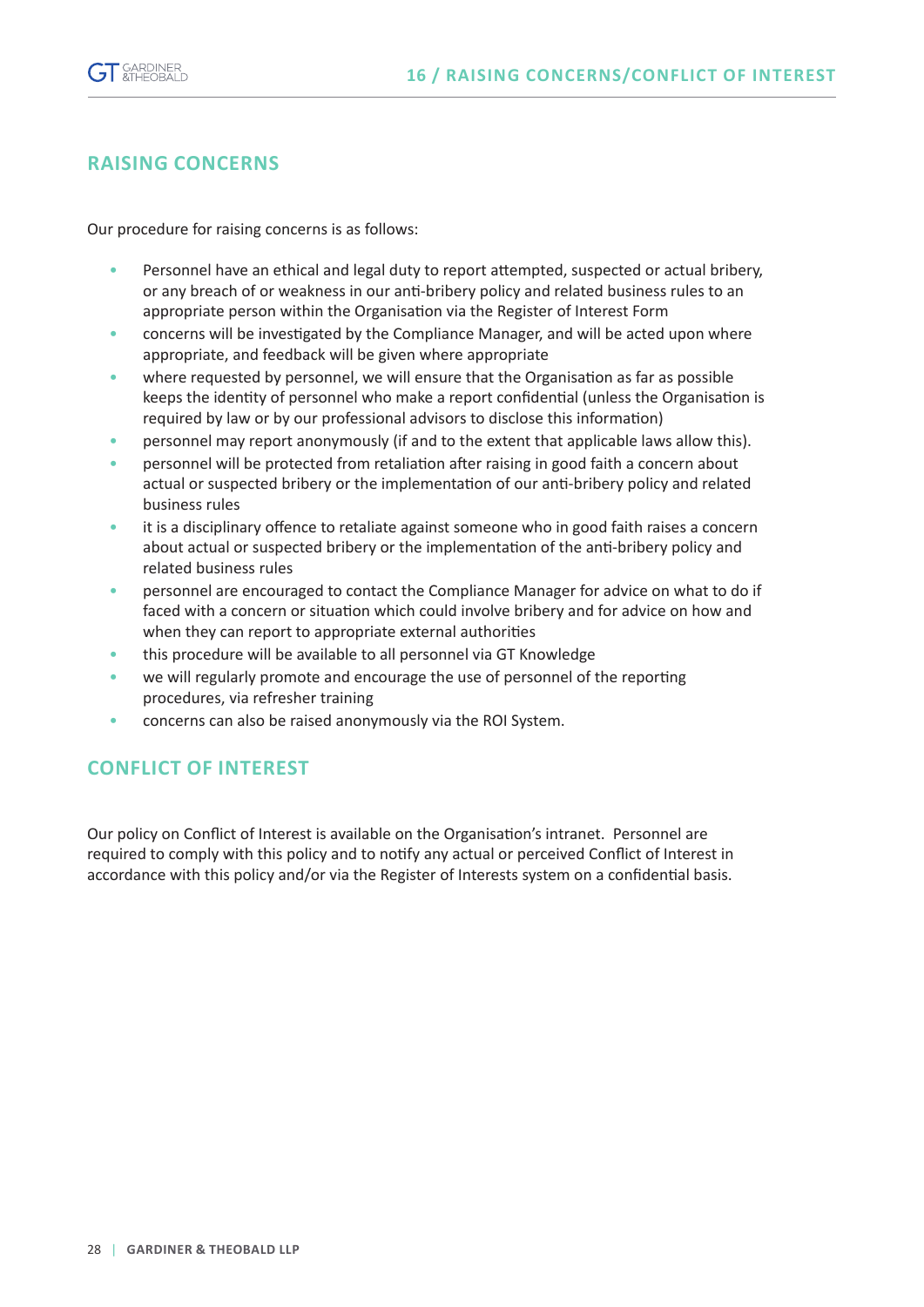## RAISING CONCERNS

Our procedure for raising concerns is as follows:

- Personnel have an ethical and legal duty to report attempted, suspected or actual bribery, or any breach of or weakness in our anti-bribery policy and related business rules to an appropriate person within the Organisation via the Register of Interest Form
- concerns will be investigated by the Compliance Manager, and will be acted upon where appropriate, and feedback will be given where appropriate
- where requested by personnel, we will ensure that the Organisation as far as possible keeps the identity of personnel who make a report confidential (unless the Organisation is required by law or by our professional advisors to disclose this information)
- personnel may report anonymously (if and to the extent that applicable laws allow this).
- personnel will be protected from retaliation after raising in good faith a concern about actual or suspected bribery or the implementation of our anti-bribery policy and related business rules
- it is a disciplinary offence to retaliate against someone who in good faith raises a concern about actual or suspected bribery or the implementation of the anti-bribery policy and related business rules
- personnel are encouraged to contact the Compliance Manager for advice on what to do if faced with a concern or situation which could involve bribery and for advice on how and when they can report to appropriate external authorities
- this procedure will be available to all personnel via GT Knowledge
- we will regularly promote and encourage the use of personnel of the reporting procedures, via refresher training
- concerns can also be raised anonymously via the ROI System.

## CONFLICT OF INTEREST

Our policy on Conflict of Interest is available on the Organisation's intranet. Personnel are required to comply with this policy and to notify any actual or perceived Conflict of Interest in accordance with this policy and/or via the Register of Interests system on a confidential basis.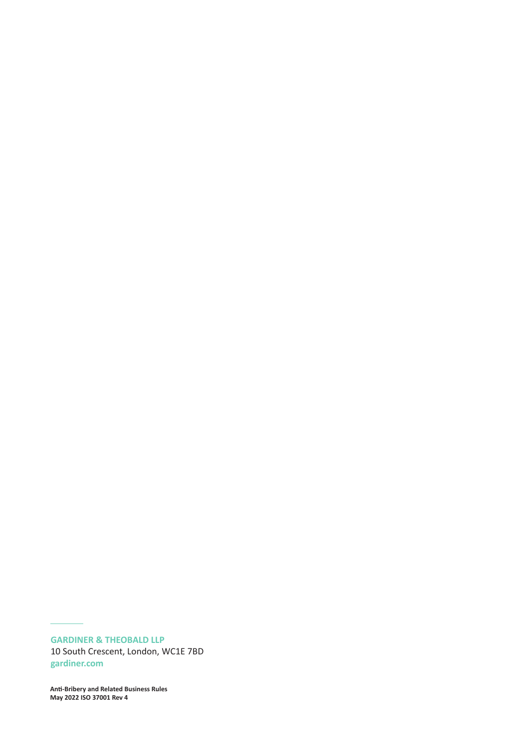**GARDINER & THEOBALD LLP**
10 South Crescent, London, WC1E 7BD
**gardiner.com**

**Anti-Bribery and Related Business Rules**
**May 2022 ISO 37001 Rev 4**